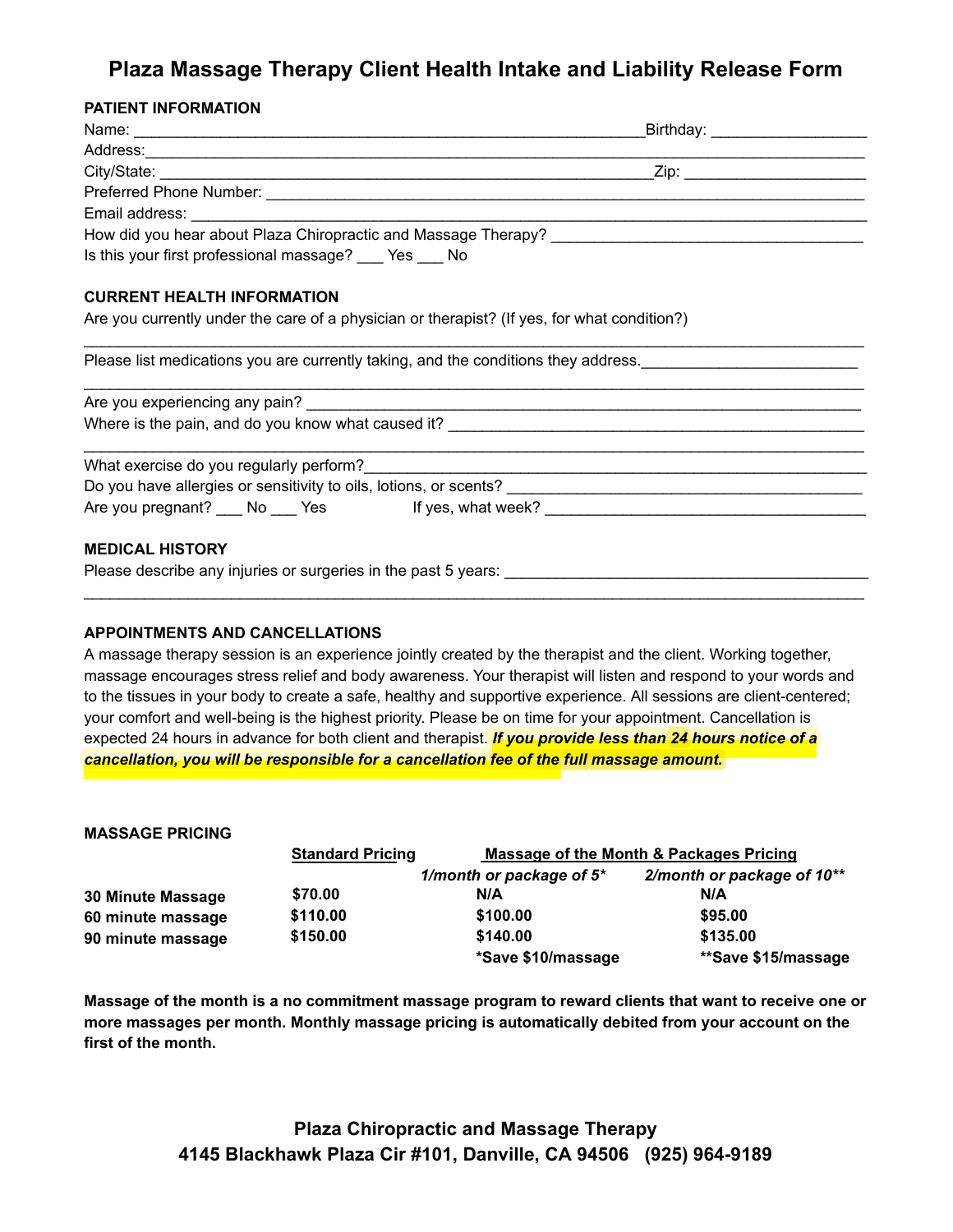# Plaza Massage Therapy Client Health Intake and Liability Release Form

**PATIENT INFORMATION**

Name: ______________________________________________________________ Birthday: __________________

Address: ____________________________________________________________________________________

City/State: _________________________________________________________ Zip: _____________________

Preferred Phone Number: ______________________________________________________________________

Email address: _______________________________________________________________________________

How did you hear about Plaza Chiropractic and Massage Therapy? _____________________________________

Is this your first professional massage? ___ Yes ___ No

**CURRENT HEALTH INFORMATION**

Are you currently under the care of a physician or therapist? (If yes, for what condition?)

_____________________________________________________________________________________________

Please list medications you are currently taking, and the conditions they address. _________________________

_____________________________________________________________________________________________

Are you experiencing any pain? _________________________________________________________________

Where is the pain, and do you know what caused it? _________________________________________________

_____________________________________________________________________________________________

What exercise do you regularly perform? _________________________________________________________

Do you have allergies or sensitivity to oils, lotions, or scents? ________________________________________

Are you pregnant? ___ No ___ Yes If yes, what week? _____________________________________

**MEDICAL HISTORY**

Please describe any injuries or surgeries in the past 5 years: __________________________________________

_____________________________________________________________________________________________

**APPOINTMENTS AND CANCELLATIONS**

A massage therapy session is an experience jointly created by the therapist and the client. Working together, massage encourages stress relief and body awareness. Your therapist will listen and respond to your words and to the tissues in your body to create a safe, healthy and supportive experience. All sessions are client-centered; your comfort and well-being is the highest priority. Please be on time for your appointment. Cancellation is expected 24 hours in advance for both client and therapist. ***If you provide less than 24 hours notice of a cancellation, you will be responsible for a cancellation fee of the full massage amount.***

**MASSAGE PRICING**

| | Standard Pricing | Massage of the Month & Packages Pricing | |
|---|---|---|---|
| | | *1/month or package of 5** | *2/month or package of 10*** |
| **30 Minute Massage** | **$70.00** | **N/A** | **N/A** |
| **60 minute massage** | **$110.00** | **$100.00** | **$95.00** |
| **90 minute massage** | **$150.00** | **$140.00** | **$135.00** |
| | | ***Save $10/massage** | ****Save $15/massage** |

**Massage of the month is a no commitment massage program to reward clients that want to receive one or more massages per month. Monthly massage pricing is automatically debited from your account on the first of the month.**

**Plaza Chiropractic and Massage Therapy**
**4145 Blackhawk Plaza Cir #101, Danville, CA 94506 (925) 964-9189**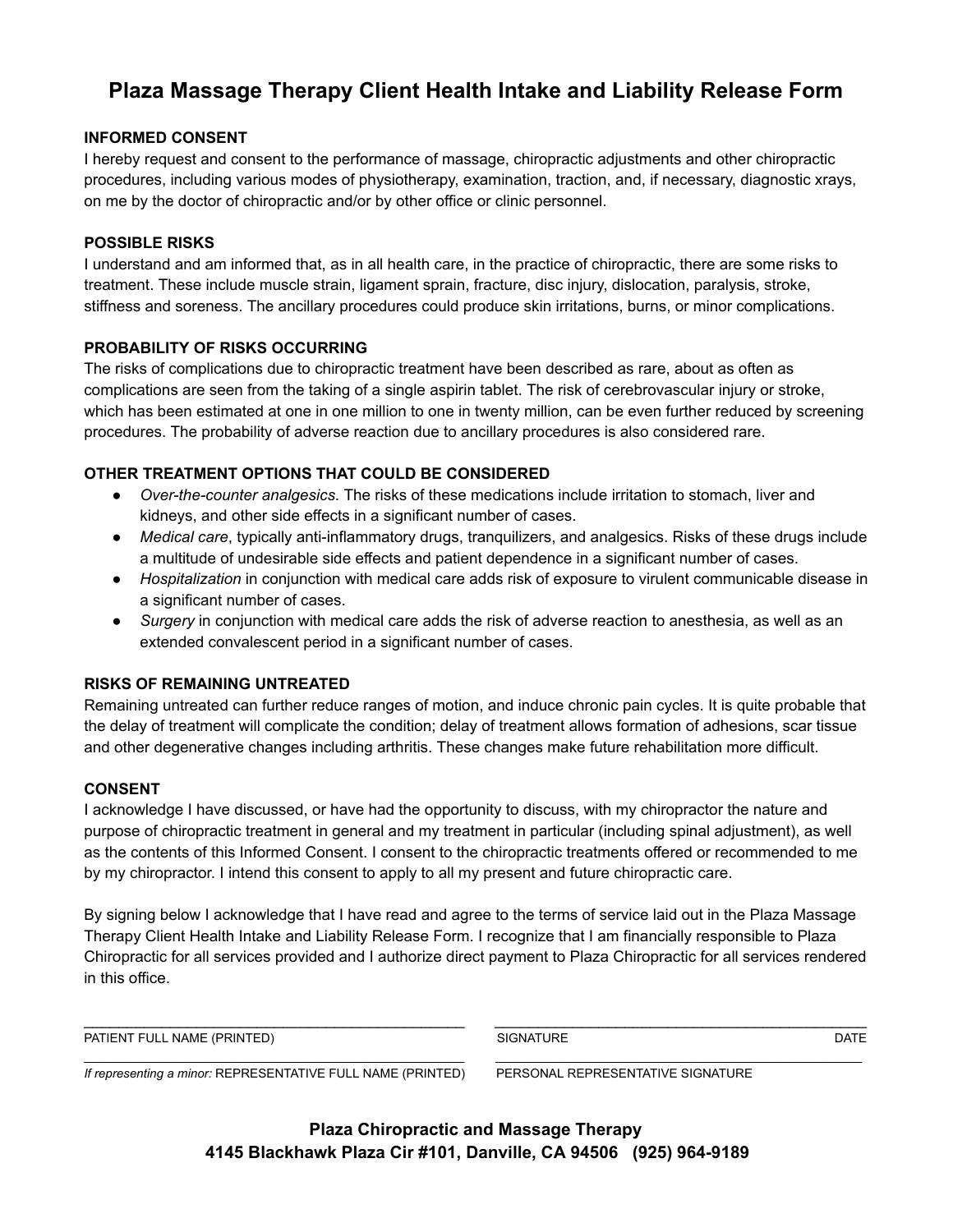# Plaza Massage Therapy Client Health Intake and Liability Release Form

**INFORMED CONSENT**

I hereby request and consent to the performance of massage, chiropractic adjustments and other chiropractic procedures, including various modes of physiotherapy, examination, traction, and, if necessary, diagnostic xrays, on me by the doctor of chiropractic and/or by other office or clinic personnel.

**POSSIBLE RISKS**

I understand and am informed that, as in all health care, in the practice of chiropractic, there are some risks to treatment. These include muscle strain, ligament sprain, fracture, disc injury, dislocation, paralysis, stroke, stiffness and soreness. The ancillary procedures could produce skin irritations, burns, or minor complications.

**PROBABILITY OF RISKS OCCURRING**

The risks of complications due to chiropractic treatment have been described as rare, about as often as complications are seen from the taking of a single aspirin tablet. The risk of cerebrovascular injury or stroke, which has been estimated at one in one million to one in twenty million, can be even further reduced by screening procedures. The probability of adverse reaction due to ancillary procedures is also considered rare.

**OTHER TREATMENT OPTIONS THAT COULD BE CONSIDERED**

- *Over-the-counter analgesics*. The risks of these medications include irritation to stomach, liver and kidneys, and other side effects in a significant number of cases.
- *Medical care*, typically anti-inflammatory drugs, tranquilizers, and analgesics. Risks of these drugs include a multitude of undesirable side effects and patient dependence in a significant number of cases.
- *Hospitalization* in conjunction with medical care adds risk of exposure to virulent communicable disease in a significant number of cases.
- *Surgery* in conjunction with medical care adds the risk of adverse reaction to anesthesia, as well as an extended convalescent period in a significant number of cases.

**RISKS OF REMAINING UNTREATED**

Remaining untreated can further reduce ranges of motion, and induce chronic pain cycles. It is quite probable that the delay of treatment will complicate the condition; delay of treatment allows formation of adhesions, scar tissue and other degenerative changes including arthritis. These changes make future rehabilitation more difficult.

**CONSENT**

I acknowledge I have discussed, or have had the opportunity to discuss, with my chiropractor the nature and purpose of chiropractic treatment in general and my treatment in particular (including spinal adjustment), as well as the contents of this Informed Consent. I consent to the chiropractic treatments offered or recommended to me by my chiropractor. I intend this consent to apply to all my present and future chiropractic care.

By signing below I acknowledge that I have read and agree to the terms of service laid out in the Plaza Massage Therapy Client Health Intake and Liability Release Form. I recognize that I am financially responsible to Plaza Chiropractic for all services provided and I authorize direct payment to Plaza Chiropractic for all services rendered in this office.

\_\_\_\_\_\_\_\_\_\_\_\_\_\_\_\_\_\_\_\_\_\_\_\_\_\_\_\_\_\_\_\_\_\_\_\_\_\_\_\_ \_\_\_\_\_\_\_\_\_\_\_\_\_\_\_\_\_\_\_\_\_\_\_\_\_\_\_\_\_\_\_\_\_\_\_\_\_\_\_\_

PATIENT FULL NAME (PRINTED) SIGNATURE DATE

\_\_\_\_\_\_\_\_\_\_\_\_\_\_\_\_\_\_\_\_\_\_\_\_\_\_\_\_\_\_\_\_\_\_\_\_\_\_\_\_ \_\_\_\_\_\_\_\_\_\_\_\_\_\_\_\_\_\_\_\_\_\_\_\_\_\_\_\_\_\_\_\_\_\_\_\_\_\_\_\_

*If representing a minor:* REPRESENTATIVE FULL NAME (PRINTED) PERSONAL REPRESENTATIVE SIGNATURE

**Plaza Chiropractic and Massage Therapy**
**4145 Blackhawk Plaza Cir #101, Danville, CA 94506 (925) 964-9189**